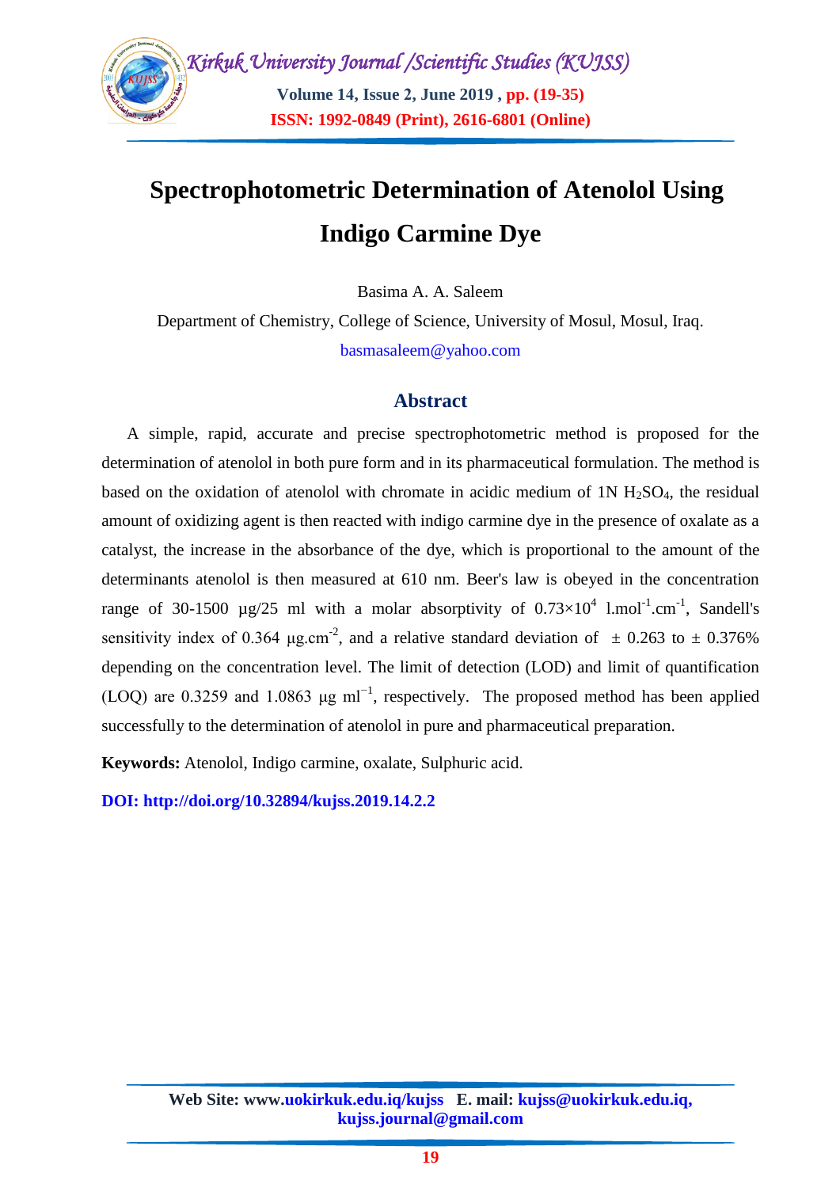# Spectrophotometric Determination of Atenolol Using Indigo Carmine Dye

Basima A. A. Saleem

Department of Chemistry, College of Science, University of Mosul, Mosul, Iraq.

basmasaleem@yahoo.com

## Abstract

A simple, rapid, accurate and precise spectrophotometric method is proposed for the determination of atenolol in both pure form and in its pharmaceutical formulation. The method is based on the oxidation of atenolol with chromate in acidic medium of 1N $H_2SO_4$, the residual amount of oxidizing agent is then reacted with indigo carmine dye in the presence of oxalate as a catalyst, the increase in the absorbance of the dye, which is proportional to the amount of the determinants atenolol is then measured at 610 nm. Beer's law is obeyed in the concentration range of 30-1500 µg/25 ml with a molar absorptivity of $0.73\times10^{4}$ $l.mol^{-1}.cm^{-1}$, Sandell's sensitivity index of 0.364 $\mu g.cm^{-2}$, and a relative standard deviation of ± 0.263 to ± 0.376% depending on the concentration level. The limit of detection (LOD) and limit of quantification (LOQ) are 0.3259 and 1.0863 µg $ml^{-1}$, respectively. The proposed method has been applied successfully to the determination of atenolol in pure and pharmaceutical preparation.

**Keywords:** Atenolol, Indigo carmine, oxalate, Sulphuric acid.

**DOI: http://doi.org/10.32894/kujss.2019.14.2.2**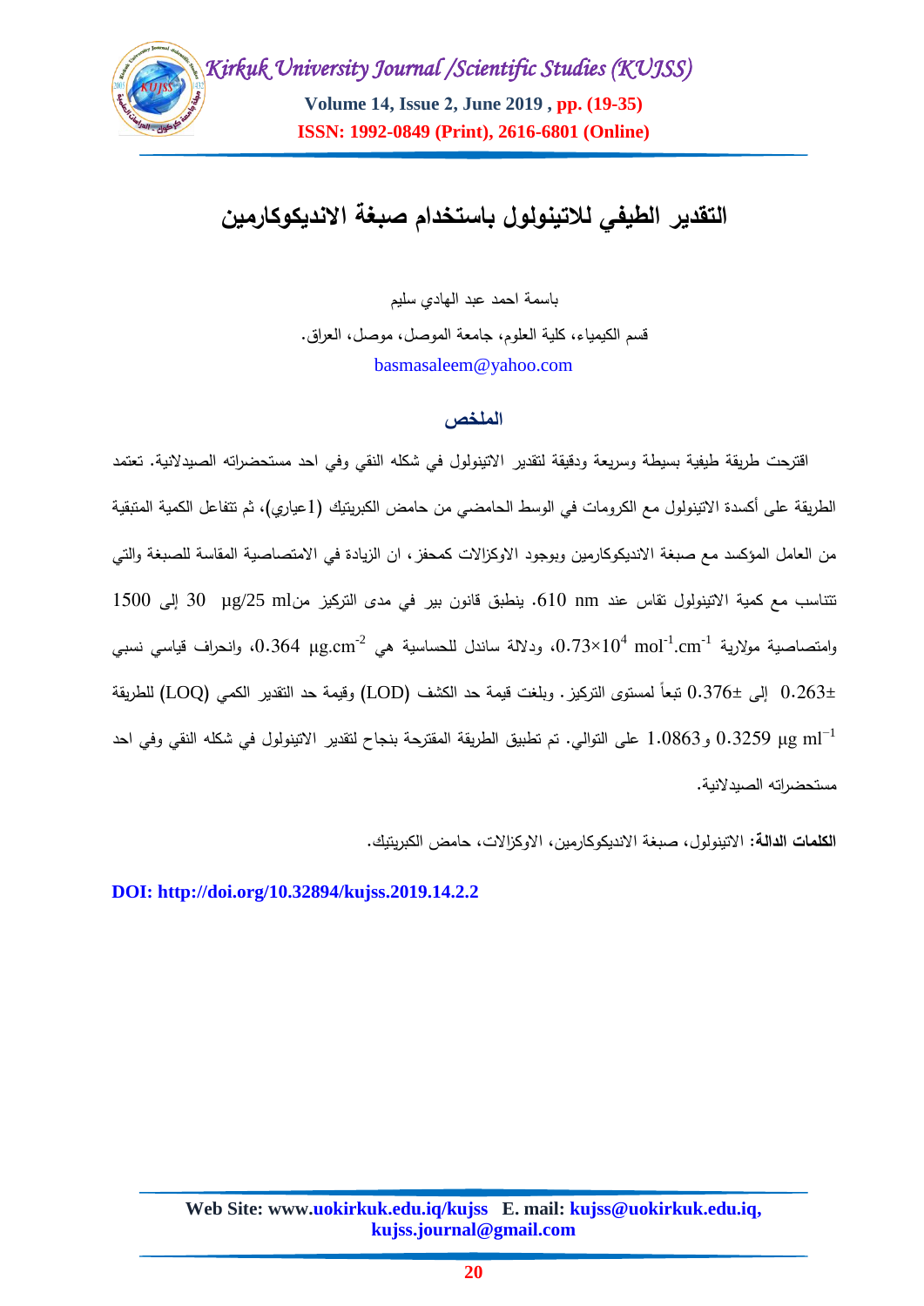# التقدير الطيفي للاتينولول باستخدام صبغة الانديكوكارمين

باسمة احمد عبد الهادي سليم

قسم الكيمياء، كلية العلوم، جامعة الموصل، موصل، العراق.

basmasaleem@yahoo.com

## الملخص

اقترحت طريقة طيفية بسيطة وسريعة ودقيقة لتقدير الاتينولول في شكله النقي وفي احد مستحضراته الصيدلانية. تعتمد الطريقة على أكسدة الاتينولول مع الكرومات في الوسط الحامضي من حامض الكبريتيك (1عياري)، ثم تتفاعل الكمية المتبقية من العامل المؤكسد مع صبغة الانديكوكارمين وبوجود الاوكزالات كمحفز، ان الزيادة في الامتصاصية المقاسة للصبغة والتي تتناسب مع كمية الاتينولول تقاس عند 610 nm. ينطبق قانون بير في مدى التركيز من μg/25 ml 30 إلى 1500 وامتصاصية مولارية $0.73\times10^{4}$ $mol^{-1}.cm^{-1}$، ودلالة ساندل للحساسية هي $0.364$ $\mu g.cm^{-2}$، وانحراف قياسي نسبي $\pm0.263$ إلى $\pm0.376$ تبعاً لمستوى التركيز. وبلغت قيمة حد الكشف (LOD) وقيمة حد التقدير الكمي (LOQ) للطريقة $0.3259$ و $1.0863$ $\mu g\ ml^{-1}$ على التوالي. تم تطبيق الطريقة المقترحة بنجاح لتقدير الاتينولول في شكله النقي وفي احد مستحضراته الصيدلانية.

**الكلمات الدالة:** الاتينولول، صبغة الانديكوكارمين، الاوكزالات، حامض الكبريتيك.

**DOI: http://doi.org/10.32894/kujss.2019.14.2.2**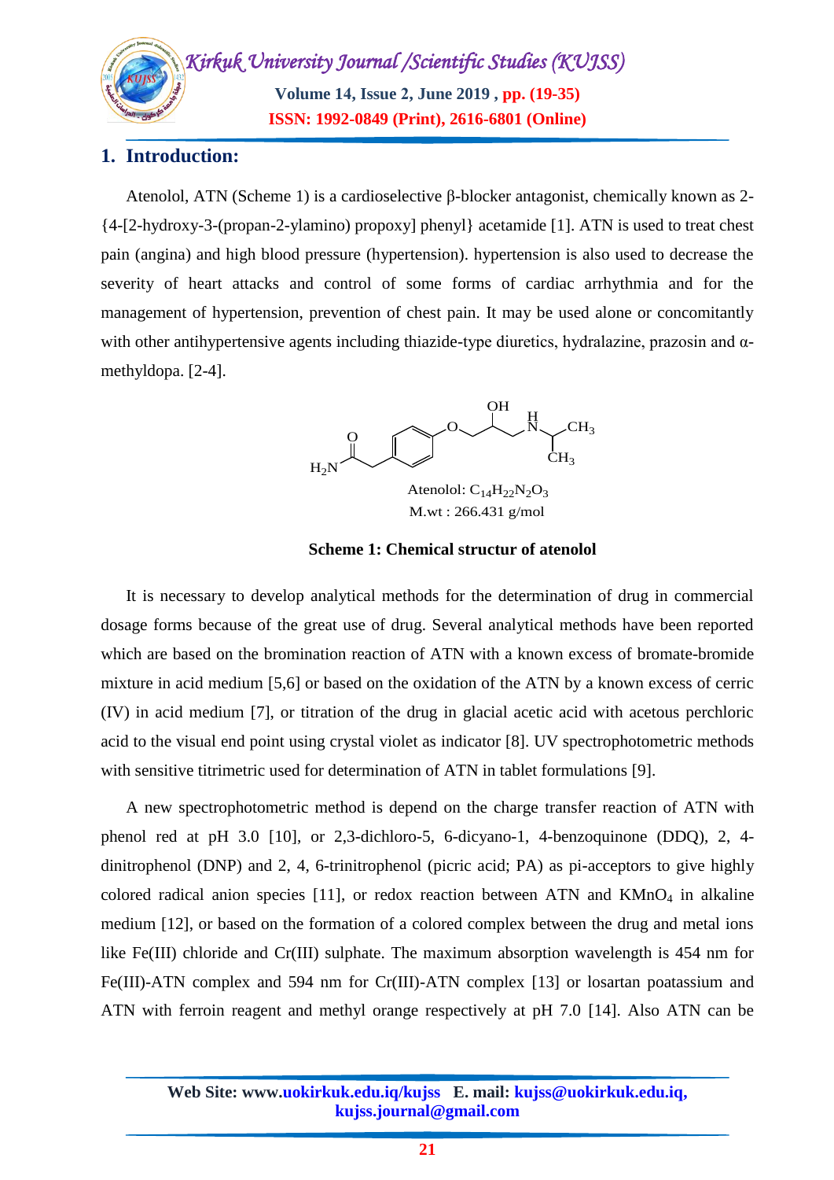## 1. Introduction:

Atenolol, ATN (Scheme 1) is a cardioselective β-blocker antagonist, chemically known as 2-{4-[2-hydroxy-3-(propan-2-ylamino) propoxy] phenyl} acetamide [1]. ATN is used to treat chest pain (angina) and high blood pressure (hypertension). hypertension is also used to decrease the severity of heart attacks and control of some forms of cardiac arrhythmia and for the management of hypertension, prevention of chest pain. It may be used alone or concomitantly with other antihypertensive agents including thiazide-type diuretics, hydralazine, prazosin and α-methyldopa. [2-4].

Atenolol: $C_{14}H_{22}N_2O_3$

M.wt : 266.431 g/mol

**Scheme 1: Chemical structur of atenolol**

It is necessary to develop analytical methods for the determination of drug in commercial dosage forms because of the great use of drug. Several analytical methods have been reported which are based on the bromination reaction of ATN with a known excess of bromate-bromide mixture in acid medium [5,6] or based on the oxidation of the ATN by a known excess of cerric (IV) in acid medium [7], or titration of the drug in glacial acetic acid with acetous perchloric acid to the visual end point using crystal violet as indicator [8]. UV spectrophotometric methods with sensitive titrimetric used for determination of ATN in tablet formulations [9].

A new spectrophotometric method is depend on the charge transfer reaction of ATN with phenol red at pH 3.0 [10], or 2,3-dichloro-5, 6-dicyano-1, 4-benzoquinone (DDQ), 2, 4-dinitrophenol (DNP) and 2, 4, 6-trinitrophenol (picric acid; PA) as pi-acceptors to give highly colored radical anion species [11], or redox reaction between ATN and $KMnO_4$ in alkaline medium [12], or based on the formation of a colored complex between the drug and metal ions like Fe(III) chloride and Cr(III) sulphate. The maximum absorption wavelength is 454 nm for Fe(III)-ATN complex and 594 nm for Cr(III)-ATN complex [13] or losartan poatassium and ATN with ferroin reagent and methyl orange respectively at pH 7.0 [14]. Also ATN can be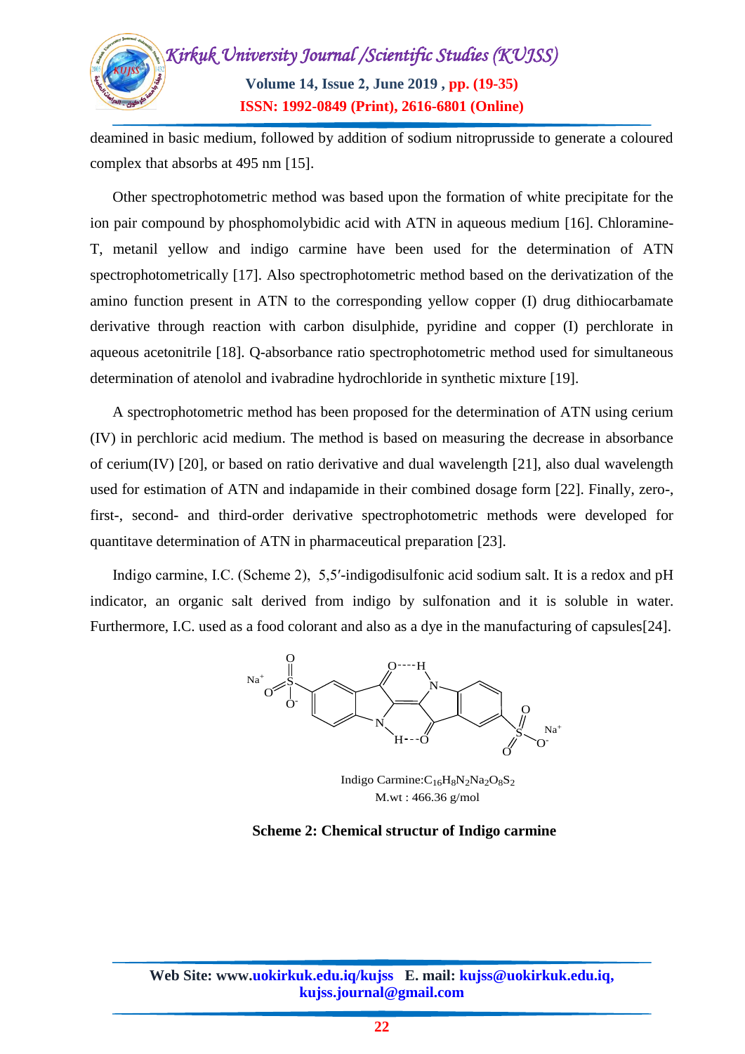deamined in basic medium, followed by addition of sodium nitroprusside to generate a coloured complex that absorbs at 495 nm [15].

Other spectrophotometric method was based upon the formation of white precipitate for the ion pair compound by phosphomolybidic acid with ATN in aqueous medium [16]. Chloramine-T, metanil yellow and indigo carmine have been used for the determination of ATN spectrophotometrically [17]. Also spectrophotometric method based on the derivatization of the amino function present in ATN to the corresponding yellow copper (I) drug dithiocarbamate derivative through reaction with carbon disulphide, pyridine and copper (I) perchlorate in aqueous acetonitrile [18]. Q-absorbance ratio spectrophotometric method used for simultaneous determination of atenolol and ivabradine hydrochloride in synthetic mixture [19].

A spectrophotometric method has been proposed for the determination of ATN using cerium (IV) in perchloric acid medium. The method is based on measuring the decrease in absorbance of cerium(IV) [20], or based on ratio derivative and dual wavelength [21], also dual wavelength used for estimation of ATN and indapamide in their combined dosage form [22]. Finally, zero-, first-, second- and third-order derivative spectrophotometric methods were developed for quantitave determination of ATN in pharmaceutical preparation [23].

Indigo carmine, I.C. (Scheme 2), 5,5′-indigodisulfonic acid sodium salt. It is a redox and pH indicator, an organic salt derived from indigo by sulfonation and it is soluble in water. Furthermore, I.C. used as a food colorant and also as a dye in the manufacturing of capsules[24].

Indigo Carmine: $C_{16}H_8N_2Na_2O_8S_2$

M.wt : 466.36 g/mol

**Scheme 2: Chemical structur of Indigo carmine**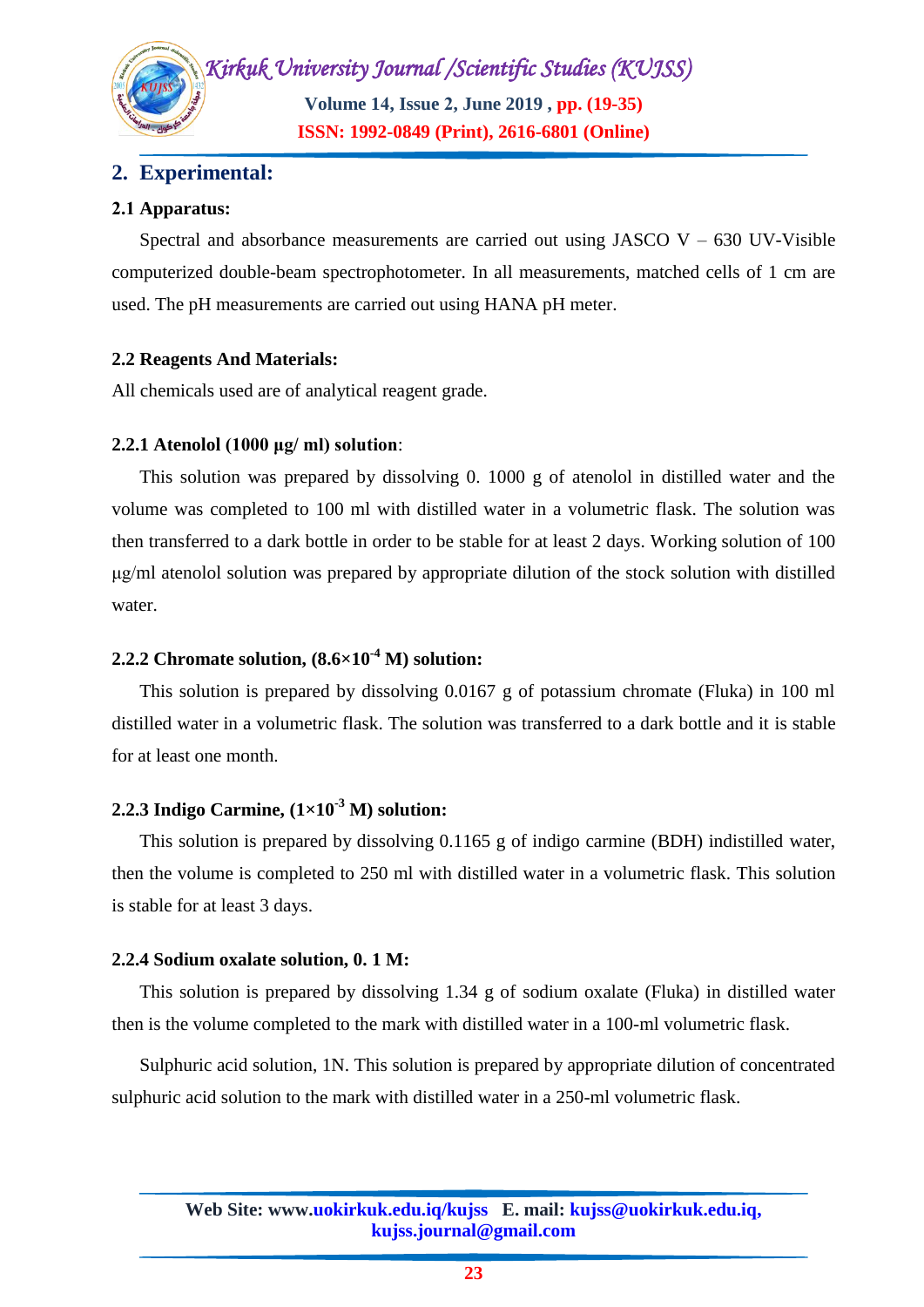## 2. Experimental:

### 2.1 Apparatus:

Spectral and absorbance measurements are carried out using JASCO V – 630 UV-Visible computerized double-beam spectrophotometer. In all measurements, matched cells of 1 cm are used. The pH measurements are carried out using HANA pH meter.

### 2.2 Reagents And Materials:

All chemicals used are of analytical reagent grade.

#### 2.2.1 Atenolol (1000 μg/ ml) solution:

This solution was prepared by dissolving 0. 1000 g of atenolol in distilled water and the volume was completed to 100 ml with distilled water in a volumetric flask. The solution was then transferred to a dark bottle in order to be stable for at least 2 days. Working solution of 100 μg/ml atenolol solution was prepared by appropriate dilution of the stock solution with distilled water.

#### 2.2.2 Chromate solution, ($8.6\times10^{-4}$ M) solution:

This solution is prepared by dissolving 0.0167 g of potassium chromate (Fluka) in 100 ml distilled water in a volumetric flask. The solution was transferred to a dark bottle and it is stable for at least one month.

#### 2.2.3 Indigo Carmine, ($1\times10^{-3}$ M) solution:

This solution is prepared by dissolving 0.1165 g of indigo carmine (BDH) indistilled water, then the volume is completed to 250 ml with distilled water in a volumetric flask. This solution is stable for at least 3 days.

#### 2.2.4 Sodium oxalate solution, 0. 1 M:

This solution is prepared by dissolving 1.34 g of sodium oxalate (Fluka) in distilled water then is the volume completed to the mark with distilled water in a 100-ml volumetric flask.

Sulphuric acid solution, 1N. This solution is prepared by appropriate dilution of concentrated sulphuric acid solution to the mark with distilled water in a 250-ml volumetric flask.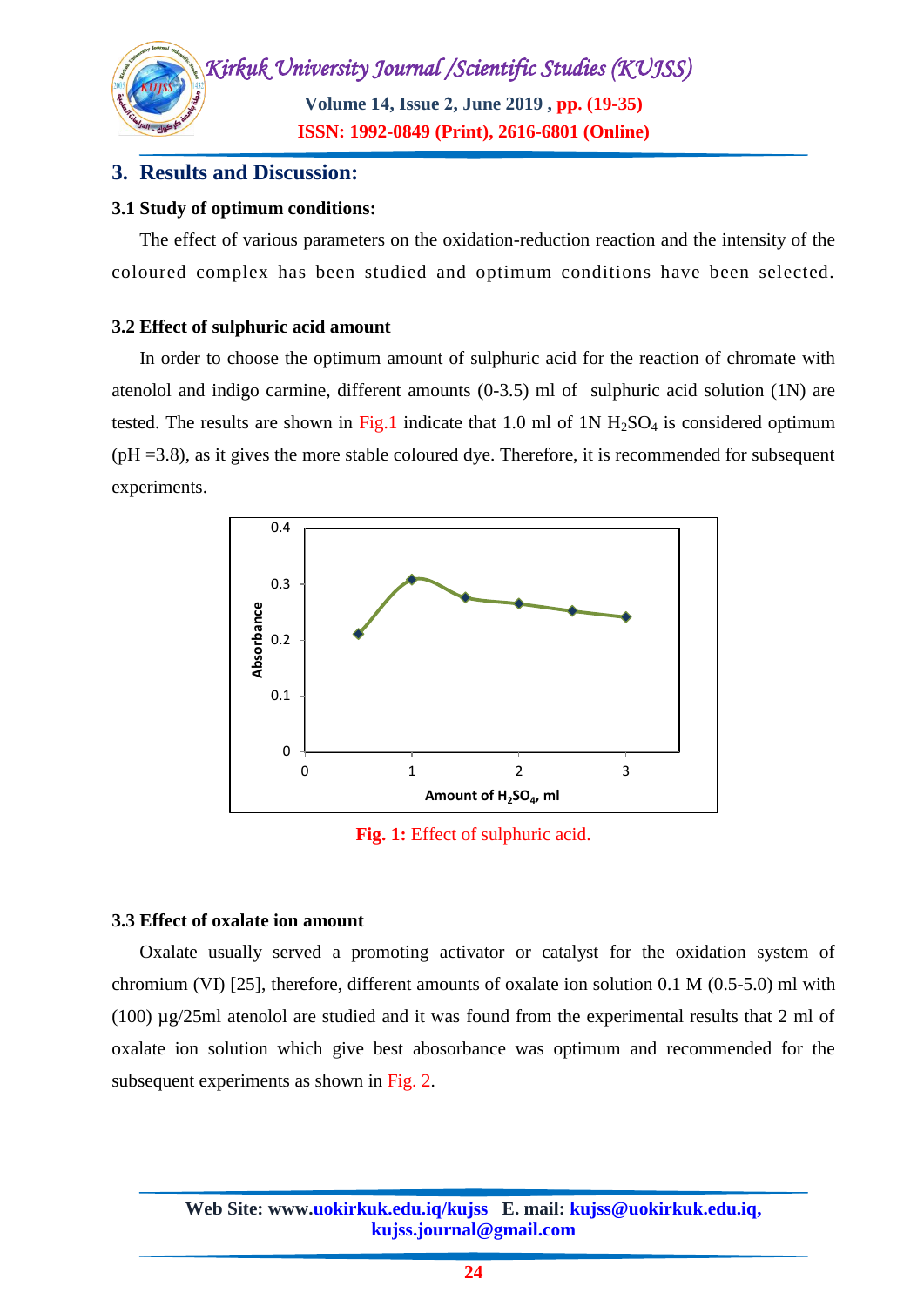## 3. Results and Discussion:

### 3.1 Study of optimum conditions:

The effect of various parameters on the oxidation-reduction reaction and the intensity of the coloured complex has been studied and optimum conditions have been selected.

### 3.2 Effect of sulphuric acid amount

In order to choose the optimum amount of sulphuric acid for the reaction of chromate with atenolol and indigo carmine, different amounts (0-3.5) ml of sulphuric acid solution (1N) are tested. The results are shown in Fig.1 indicate that 1.0 ml of 1N $H_2SO_4$ is considered optimum (pH =3.8), as it gives the more stable coloured dye. Therefore, it is recommended for subsequent experiments.

**Fig. 1:** Effect of sulphuric acid.

### 3.3 Effect of oxalate ion amount

Oxalate usually served a promoting activator or catalyst for the oxidation system of chromium (VI) [25], therefore, different amounts of oxalate ion solution 0.1 M (0.5-5.0) ml with (100) µg/25ml atenolol are studied and it was found from the experimental results that 2 ml of oxalate ion solution which give best abosorbance was optimum and recommended for the subsequent experiments as shown in Fig. 2.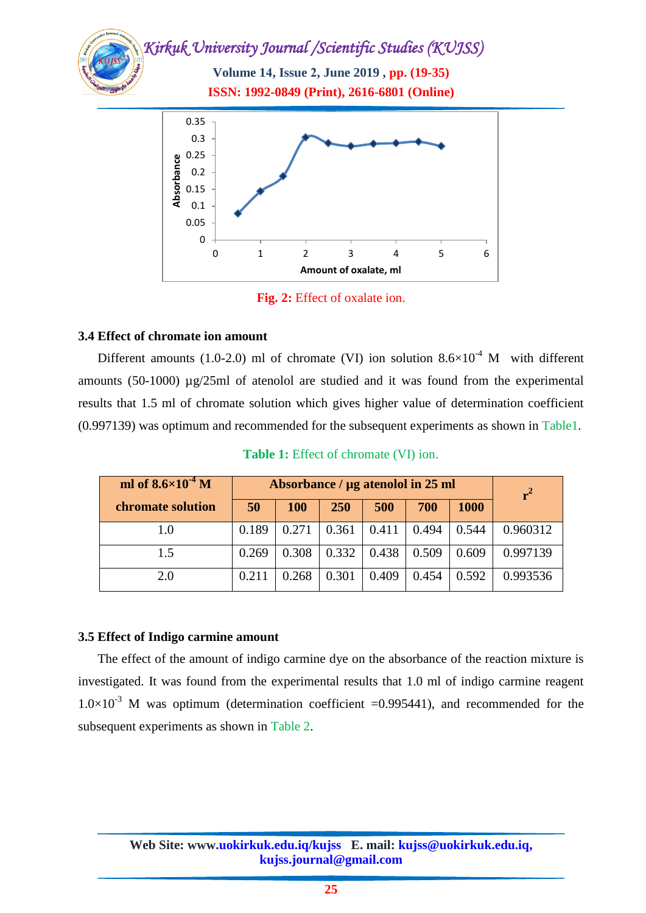Fig. 2: Effect of oxalate ion.

### 3.4 Effect of chromate ion amount

Different amounts (1.0-2.0) ml of chromate (VI) ion solution $8.6\times10^{-4}$ M with different amounts (50-1000) µg/25ml of atenolol are studied and it was found from the experimental results that 1.5 ml of chromate solution which gives higher value of determination coefficient (0.997139) was optimum and recommended for the subsequent experiments as shown in Table1.

**Table 1:** Effect of chromate (VI) ion.

| ml of $8.6\times10^{-4}$ M chromate solution | Absorbance / µg atenolol in 25 ml | | | | | | $r^2$ |
|---|---|---|---|---|---|---|---|
| | 50 | 100 | 250 | 500 | 700 | 1000 | |
| 1.0 | 0.189 | 0.271 | 0.361 | 0.411 | 0.494 | 0.544 | 0.960312 |
| 1.5 | 0.269 | 0.308 | 0.332 | 0.438 | 0.509 | 0.609 | 0.997139 |
| 2.0 | 0.211 | 0.268 | 0.301 | 0.409 | 0.454 | 0.592 | 0.993536 |

### 3.5 Effect of Indigo carmine amount

The effect of the amount of indigo carmine dye on the absorbance of the reaction mixture is investigated. It was found from the experimental results that 1.0 ml of indigo carmine reagent $1.0\times10^{-3}$ M was optimum (determination coefficient =0.995441), and recommended for the subsequent experiments as shown in Table 2.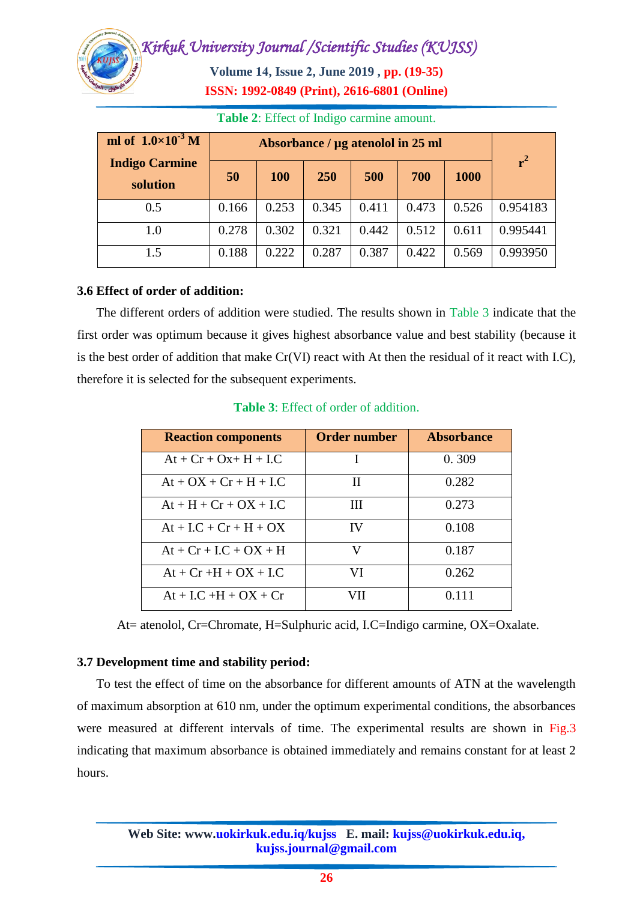**Table 2**: Effect of Indigo carmine amount.

| ml of $1.0\times10^{-3}$ M Indigo Carmine solution | Absorbance / µg atenolol in 25 ml | | | | | | $r^2$ |
|---|---|---|---|---|---|---|---|
| | 50 | 100 | 250 | 500 | 700 | 1000 | |
| 0.5 | 0.166 | 0.253 | 0.345 | 0.411 | 0.473 | 0.526 | 0.954183 |
| 1.0 | 0.278 | 0.302 | 0.321 | 0.442 | 0.512 | 0.611 | 0.995441 |
| 1.5 | 0.188 | 0.222 | 0.287 | 0.387 | 0.422 | 0.569 | 0.993950 |

### 3.6 Effect of order of addition:

The different orders of addition were studied. The results shown in Table 3 indicate that the first order was optimum because it gives highest absorbance value and best stability (because it is the best order of addition that make Cr(VI) react with At then the residual of it react with I.C), therefore it is selected for the subsequent experiments.

**Table 3**: Effect of order of addition.

| Reaction components | Order number | Absorbance |
|---|---|---|
| At + Cr + Ox+ H + I.C | I | 0. 309 |
| At + OX + Cr + H + I.C | II | 0.282 |
| At + H + Cr + OX + I.C | III | 0.273 |
| At + I.C + Cr + H + OX | IV | 0.108 |
| At + Cr + I.C + OX + H | V | 0.187 |
| At + Cr +H + OX + I.C | VI | 0.262 |
| At + I.C +H + OX + Cr | VII | 0.111 |

At= atenolol, Cr=Chromate, H=Sulphuric acid, I.C=Indigo carmine, OX=Oxalate.

### 3.7 Development time and stability period:

To test the effect of time on the absorbance for different amounts of ATN at the wavelength of maximum absorption at 610 nm, under the optimum experimental conditions, the absorbances were measured at different intervals of time. The experimental results are shown in Fig.3 indicating that maximum absorbance is obtained immediately and remains constant for at least 2 hours.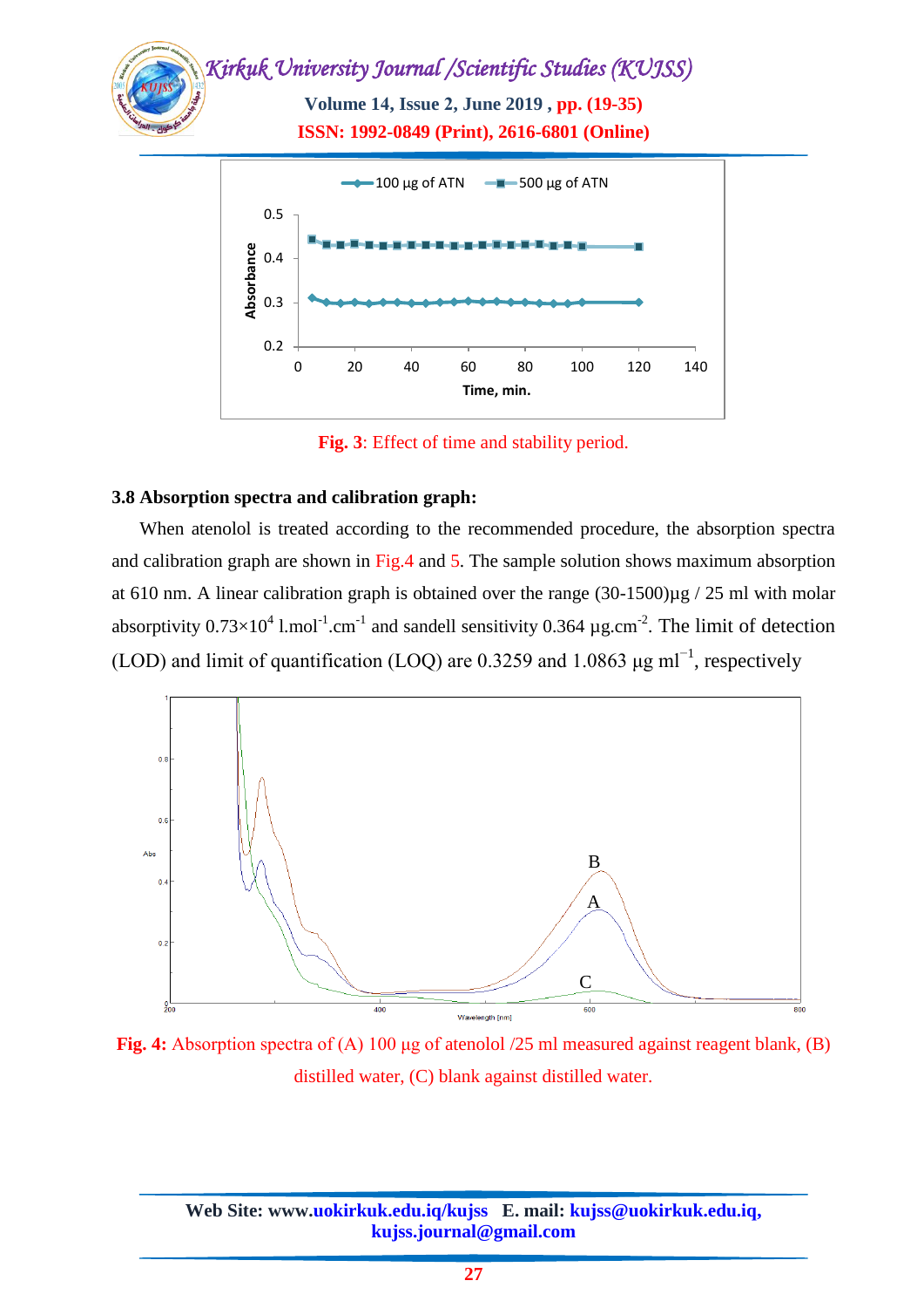Fig. 3: Effect of time and stability period.

### 3.8 Absorption spectra and calibration graph:

When atenolol is treated according to the recommended procedure, the absorption spectra and calibration graph are shown in Fig.4 and 5. The sample solution shows maximum absorption at 610 nm. A linear calibration graph is obtained over the range (30-1500)µg / 25 ml with molar absorptivity $0.73\times10^{4}$ $l.mol^{-1}.cm^{-1}$ and sandell sensitivity 0.364 $µg.cm^{-2}$. The limit of detection (LOD) and limit of quantification (LOQ) are 0.3259 and 1.0863 µg $ml^{-1}$, respectively

Fig. 4: Absorption spectra of (A) 100 µg of atenolol /25 ml measured against reagent blank, (B) distilled water, (C) blank against distilled water.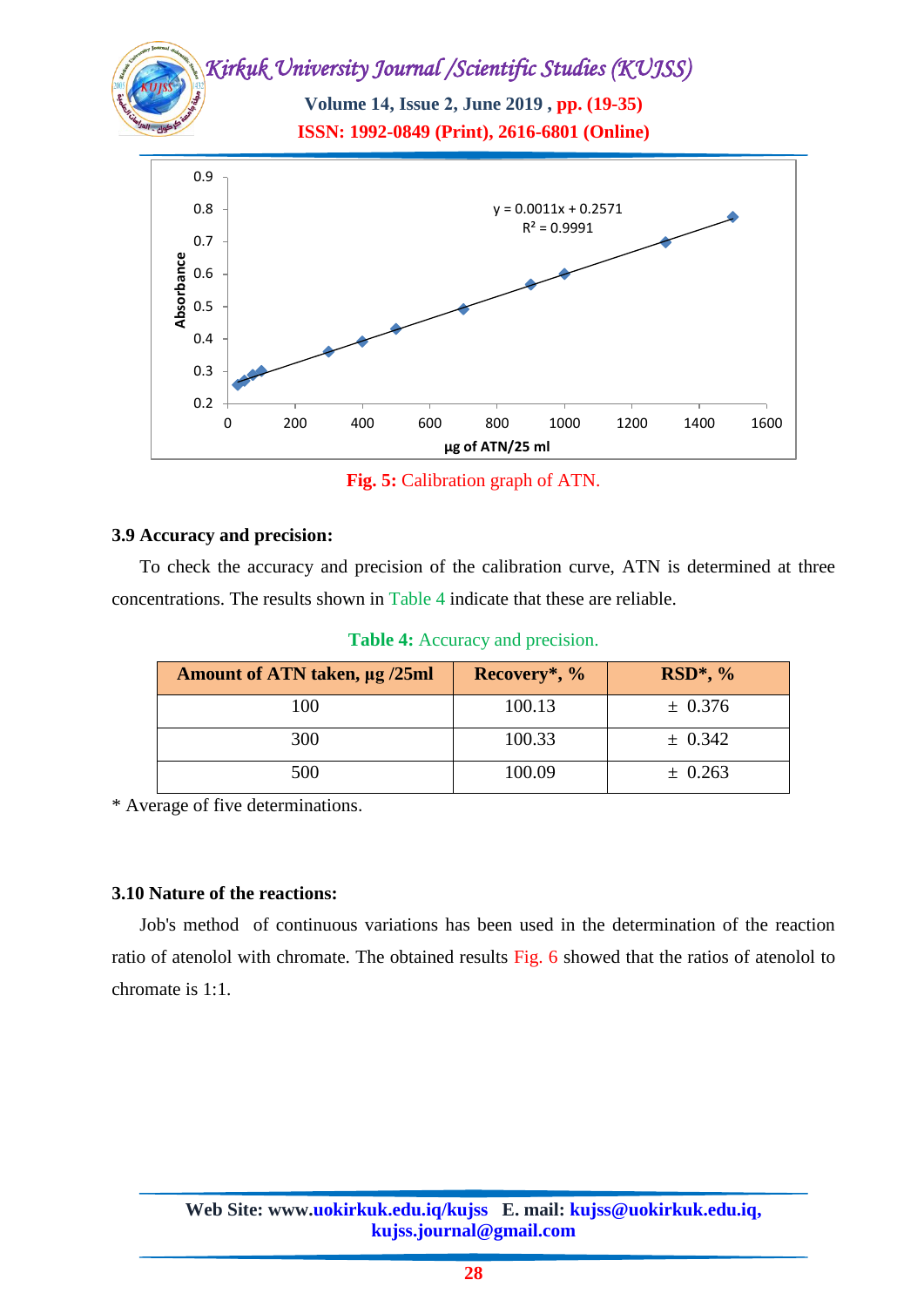Fig. 5: Calibration graph of ATN.

### 3.9 Accuracy and precision:

To check the accuracy and precision of the calibration curve, ATN is determined at three concentrations. The results shown in Table 4 indicate that these are reliable.

**Table 4:** Accuracy and precision.

| Amount of ATN taken, µg /25ml | Recovery*, % | RSD*, % |
|---|---|---|
| 100 | 100.13 | ± 0.376 |
| 300 | 100.33 | ± 0.342 |
| 500 | 100.09 | ± 0.263 |

* Average of five determinations.

### 3.10 Nature of the reactions:

Job's method of continuous variations has been used in the determination of the reaction ratio of atenolol with chromate. The obtained results Fig. 6 showed that the ratios of atenolol to chromate is 1:1.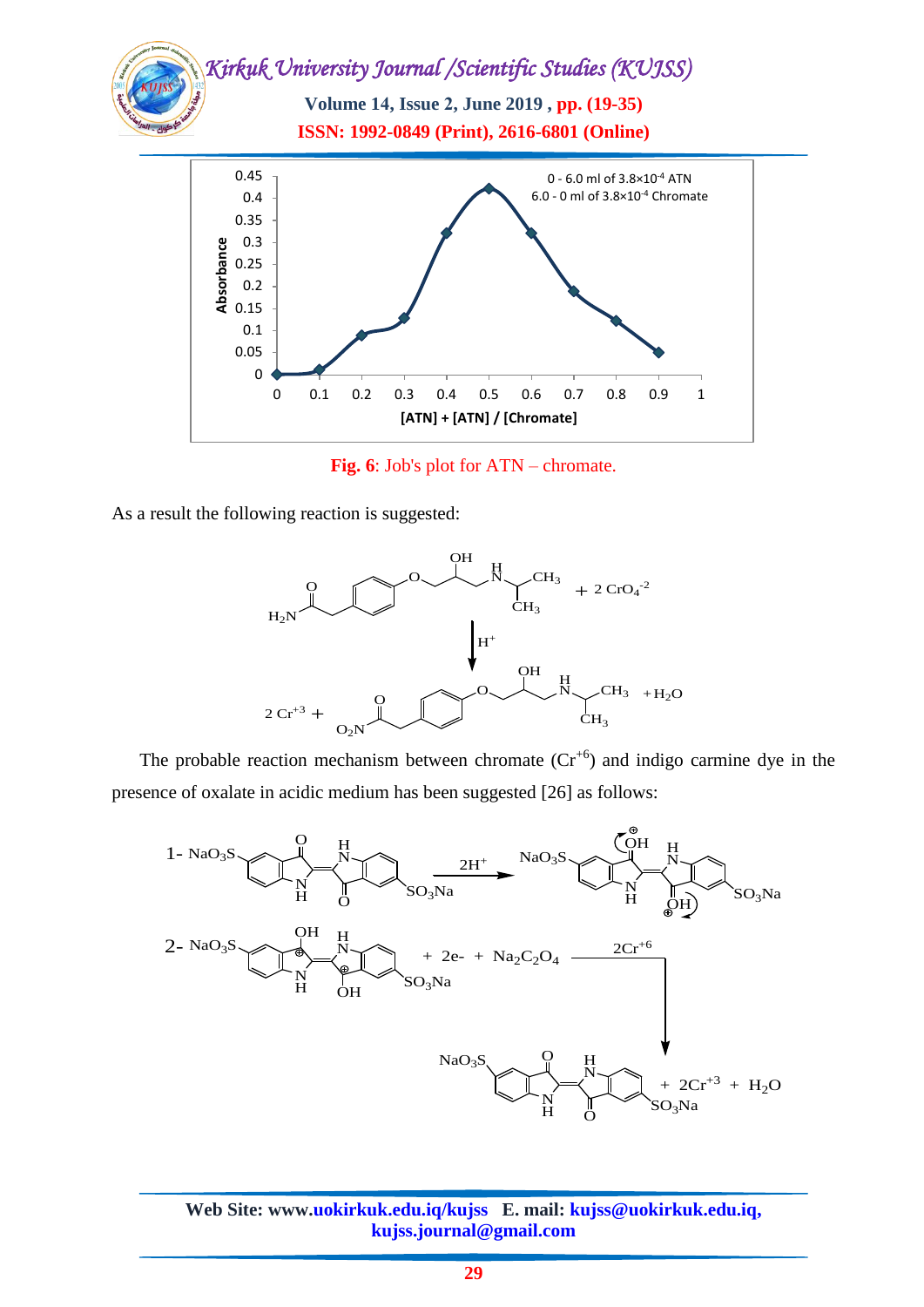**Fig. 6**: Job's plot for ATN – chromate.

As a result the following reaction is suggested:

The probable reaction mechanism between chromate ($Cr^{+6}$) and indigo carmine dye in the presence of oxalate in acidic medium has been suggested [26] as follows: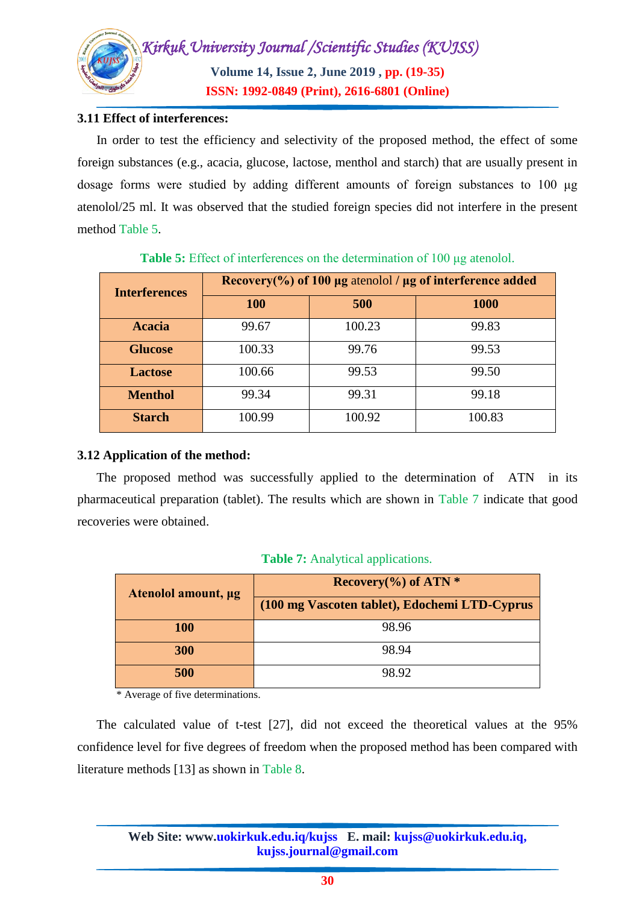### 3.11 Effect of interferences:

In order to test the efficiency and selectivity of the proposed method, the effect of some foreign substances (e.g., acacia, glucose, lactose, menthol and starch) that are usually present in dosage forms were studied by adding different amounts of foreign substances to 100 µg atenolol/25 ml. It was observed that the studied foreign species did not interfere in the present method Table 5.

**Table 5:** Effect of interferences on the determination of 100 µg atenolol.

| Interferences | Recovery(%) of 100 µg atenolol / µg of interference added | | |
|---|---|---|---|
| | 100 | 500 | 1000 |
| **Acacia** | 99.67 | 100.23 | 99.83 |
| **Glucose** | 100.33 | 99.76 | 99.53 |
| **Lactose** | 100.66 | 99.53 | 99.50 |
| **Menthol** | 99.34 | 99.31 | 99.18 |
| **Starch** | 100.99 | 100.92 | 100.83 |

### 3.12 Application of the method:

The proposed method was successfully applied to the determination of ATN in its pharmaceutical preparation (tablet). The results which are shown in Table 7 indicate that good recoveries were obtained.

**Table 7:** Analytical applications.

| Atenolol amount, µg | Recovery(%) of ATN * |
|---|---|
| | (100 mg Vascoten tablet), Edochemi LTD-Cyprus |
| **100** | 98.96 |
| **300** | 98.94 |
| **500** | 98.92 |

* Average of five determinations.

The calculated value of t-test [27], did not exceed the theoretical values at the 95% confidence level for five degrees of freedom when the proposed method has been compared with literature methods [13] as shown in Table 8.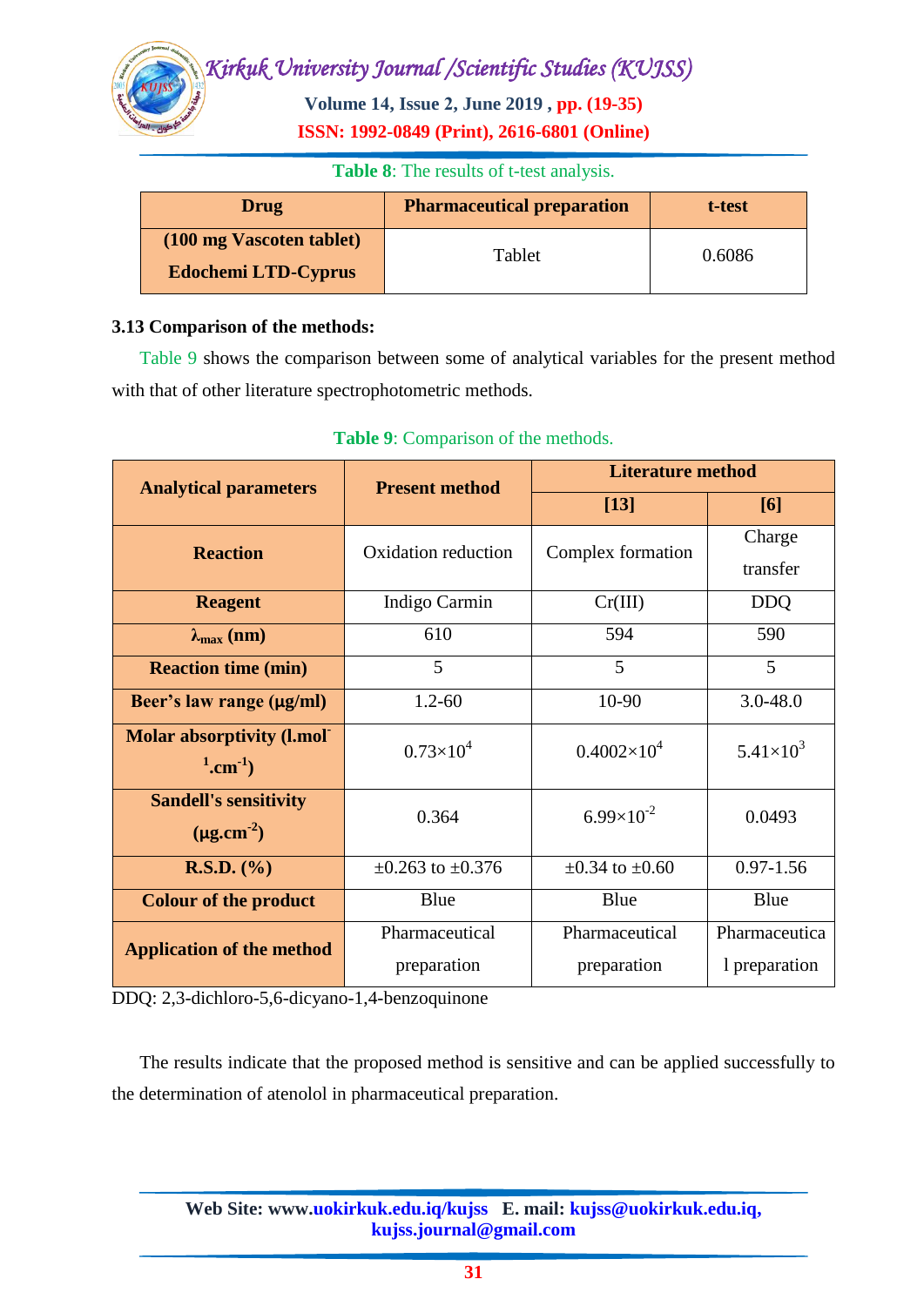**Table 8**: The results of t-test analysis.

| Drug | Pharmaceutical preparation | t-test |
|---|---|---|
| (100 mg Vascoten tablet) Edochemi LTD-Cyprus | Tablet | 0.6086 |

### 3.13 Comparison of the methods:

Table 9 shows the comparison between some of analytical variables for the present method with that of other literature spectrophotometric methods.

**Table 9**: Comparison of the methods.

| Analytical parameters | Present method | Literature method | |
|---|---|---|---|
| | | [13] | [6] |
| **Reaction** | Oxidation reduction | Complex formation | Charge transfer |
| **Reagent** | Indigo Carmin | Cr(III) | DDQ |
| **$\lambda_{max}$ (nm)** | 610 | 594 | 590 |
| **Reaction time (min)** | 5 | 5 | 5 |
| **Beer's law range (µg/ml)** | 1.2-60 | 10-90 | 3.0-48.0 |
| **Molar absorptivity ($l.mol^{-1}.cm^{-1}$)** | $0.73\times10^{4}$ | $0.4002\times10^{4}$ | $5.41\times10^{3}$ |
| **Sandell's sensitivity ($\mu g.cm^{-2}$)** | 0.364 | $6.99\times10^{-2}$ | 0.0493 |
| **R.S.D. (%)** | ±0.263 to ±0.376 | ±0.34 to ±0.60 | 0.97-1.56 |
| **Colour of the product** | Blue | Blue | Blue |
| **Application of the method** | Pharmaceutical preparation | Pharmaceutical preparation | Pharmaceutical preparation |

DDQ: 2,3-dichloro-5,6-dicyano-1,4-benzoquinone

The results indicate that the proposed method is sensitive and can be applied successfully to the determination of atenolol in pharmaceutical preparation.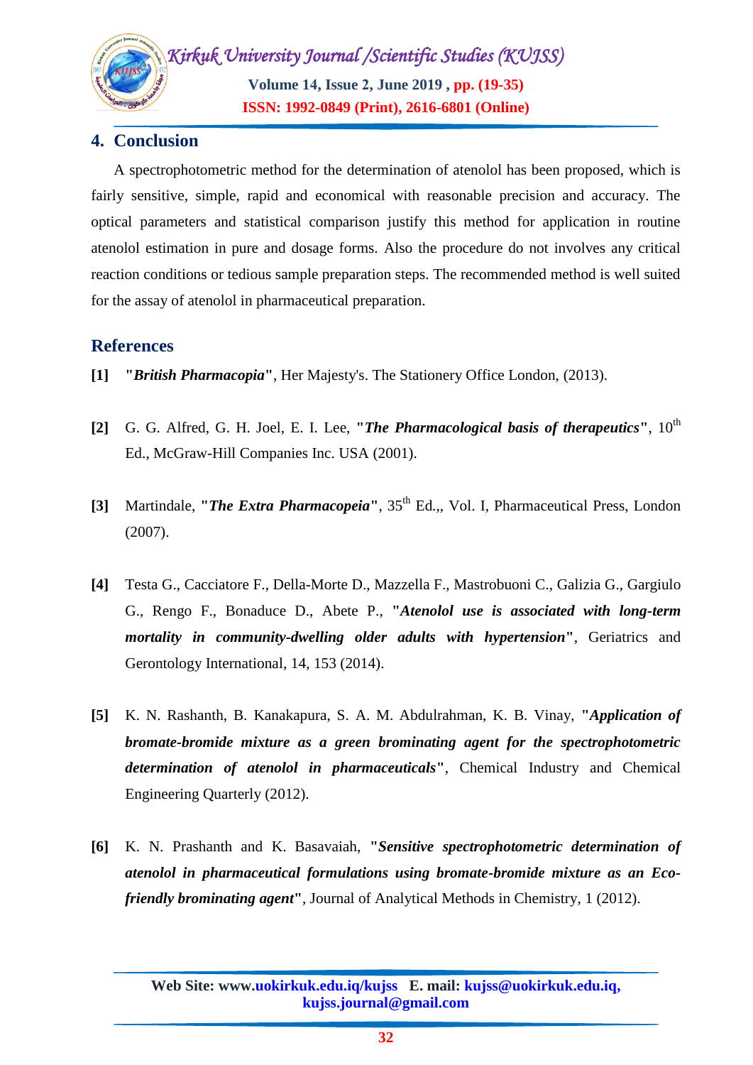## 4. Conclusion

A spectrophotometric method for the determination of atenolol has been proposed, which is fairly sensitive, simple, rapid and economical with reasonable precision and accuracy. The optical parameters and statistical comparison justify this method for application in routine atenolol estimation in pure and dosage forms. Also the procedure do not involves any critical reaction conditions or tedious sample preparation steps. The recommended method is well suited for the assay of atenolol in pharmaceutical preparation.

## References

**[1]** **"*British Pharmacopia*"**, Her Majesty's. The Stationery Office London, (2013).

**[2]** G. G. Alfred, G. H. Joel, E. I. Lee, **"*The Pharmacological basis of therapeutics*"**, 10th Ed., McGraw-Hill Companies Inc. USA (2001).

**[3]** Martindale, **"*The Extra Pharmacopeia*"**, 35th Ed.,, Vol. I, Pharmaceutical Press, London (2007).

**[4]** Testa G., Cacciatore F., Della-Morte D., Mazzella F., Mastrobuoni C., Galizia G., Gargiulo G., Rengo F., Bonaduce D., Abete P., **"*Atenolol use is associated with long-term mortality in community-dwelling older adults with hypertension*"**, Geriatrics and Gerontology International, 14, 153 (2014).

**[5]** K. N. Rashanth, B. Kanakapura, S. A. M. Abdulrahman, K. B. Vinay, **"*Application of bromate-bromide mixture as a green brominating agent for the spectrophotometric determination of atenolol in pharmaceuticals*"**, Chemical Industry and Chemical Engineering Quarterly (2012).

**[6]** K. N. Prashanth and K. Basavaiah, **"*Sensitive spectrophotometric determination of atenolol in pharmaceutical formulations using bromate-bromide mixture as an Eco-friendly brominating agent*"**, Journal of Analytical Methods in Chemistry, 1 (2012).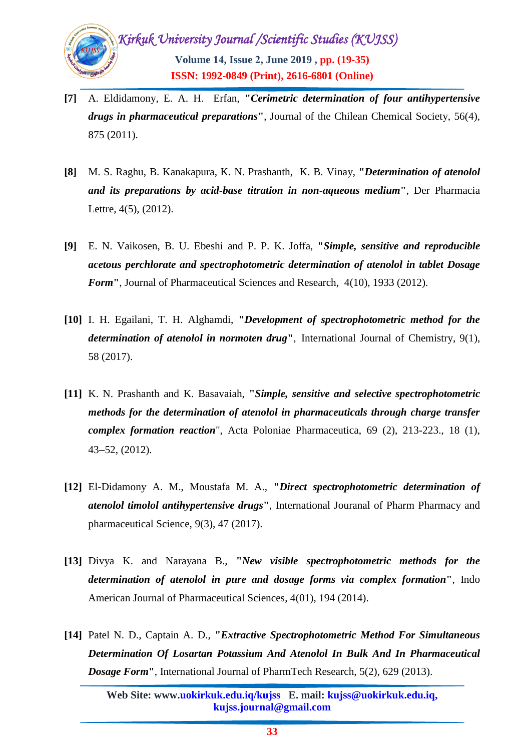**[7]** A. Eldidamony, E. A. H. Erfan, "***Cerimetric determination of four antihypertensive drugs in pharmaceutical preparations***", Journal of the Chilean Chemical Society, 56(4), 875 (2011).

**[8]** M. S. Raghu, B. Kanakapura, K. N. Prashanth, K. B. Vinay, "***Determination of atenolol and its preparations by acid-base titration in non-aqueous medium***", Der Pharmacia Lettre, 4(5), (2012).

**[9]** E. N. Vaikosen, B. U. Ebeshi and P. P. K. Joffa, "***Simple, sensitive and reproducible acetous perchlorate and spectrophotometric determination of atenolol in tablet Dosage Form***", Journal of Pharmaceutical Sciences and Research, 4(10), 1933 (2012).

**[10]** I. H. Egailani, T. H. Alghamdi, "***Development of spectrophotometric method for the determination of atenolol in normoten drug***", International Journal of Chemistry, 9(1), 58 (2017).

**[11]** K. N. Prashanth and K. Basavaiah, "***Simple, sensitive and selective spectrophotometric methods for the determination of atenolol in pharmaceuticals through charge transfer complex formation reaction***", Acta Poloniae Pharmaceutica, 69 (2), 213-223., 18 (1), 43–52, (2012).

**[12]** El-Didamony A. M., Moustafa M. A., "***Direct spectrophotometric determination of atenolol timolol antihypertensive drugs***", International Jouranal of Pharm Pharmacy and pharmaceutical Science, 9(3), 47 (2017).

**[13]** Divya K. and Narayana B., "***New visible spectrophotometric methods for the determination of atenolol in pure and dosage forms via complex formation***", Indo American Journal of Pharmaceutical Sciences, 4(01), 194 (2014).

**[14]** Patel N. D., Captain A. D., "***Extractive Spectrophotometric Method For Simultaneous Determination Of Losartan Potassium And Atenolol In Bulk And In Pharmaceutical Dosage Form***", International Journal of PharmTech Research, 5(2), 629 (2013).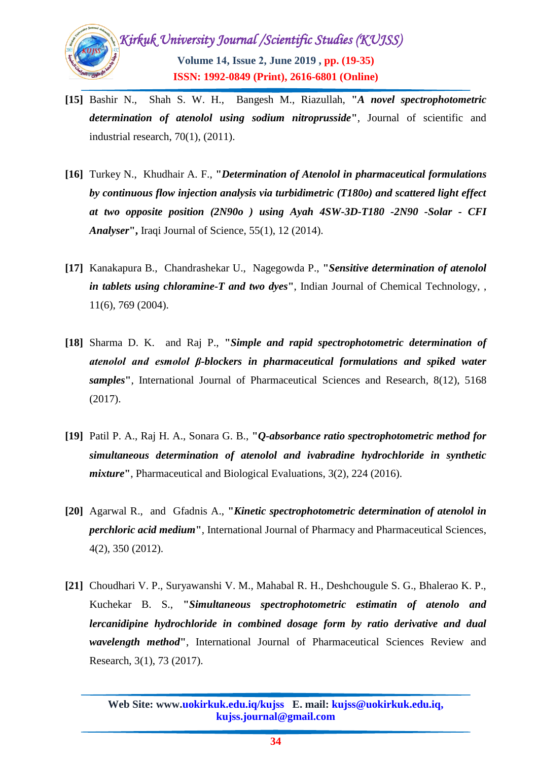**[15]** Bashir N., Shah S. W. H., Bangesh M., Riazullah, "***A novel spectrophotometric determination of atenolol using sodium nitroprusside***", Journal of scientific and industrial research, 70(1), (2011).

**[16]** Turkey N., Khudhair A. F., "***Determination of Atenolol in pharmaceutical formulations by continuous flow injection analysis via turbidimetric (T180o) and scattered light effect at two opposite position (2N90o ) using Ayah 4SW-3D-T180 -2N90 -Solar - CFI Analyser***", Iraqi Journal of Science, 55(1), 12 (2014).

**[17]** Kanakapura B., Chandrashekar U., Nagegowda P., "***Sensitive determination of atenolol in tablets using chloramine-T and two dyes***", Indian Journal of Chemical Technology, , 11(6), 769 (2004).

**[18]** Sharma D. K. and Raj P., "***Simple and rapid spectrophotometric determination of atenolol and esmolol β-blockers in pharmaceutical formulations and spiked water samples***", International Journal of Pharmaceutical Sciences and Research, 8(12), 5168 (2017).

**[19]** Patil P. A., Raj H. A., Sonara G. B., "***Q-absorbance ratio spectrophotometric method for simultaneous determination of atenolol and ivabradine hydrochloride in synthetic mixture***", Pharmaceutical and Biological Evaluations, 3(2), 224 (2016).

**[20]** Agarwal R., and Gfadnis A., "***Kinetic spectrophotometric determination of atenolol in perchloric acid medium***", International Journal of Pharmacy and Pharmaceutical Sciences, 4(2), 350 (2012).

**[21]** Choudhari V. P., Suryawanshi V. M., Mahabal R. H., Deshchougule S. G., Bhalerao K. P., Kuchekar B. S., "***Simultaneous spectrophotometric estimatin of atenolo and lercanidipine hydrochloride in combined dosage form by ratio derivative and dual wavelength method***", International Journal of Pharmaceutical Sciences Review and Research, 3(1), 73 (2017).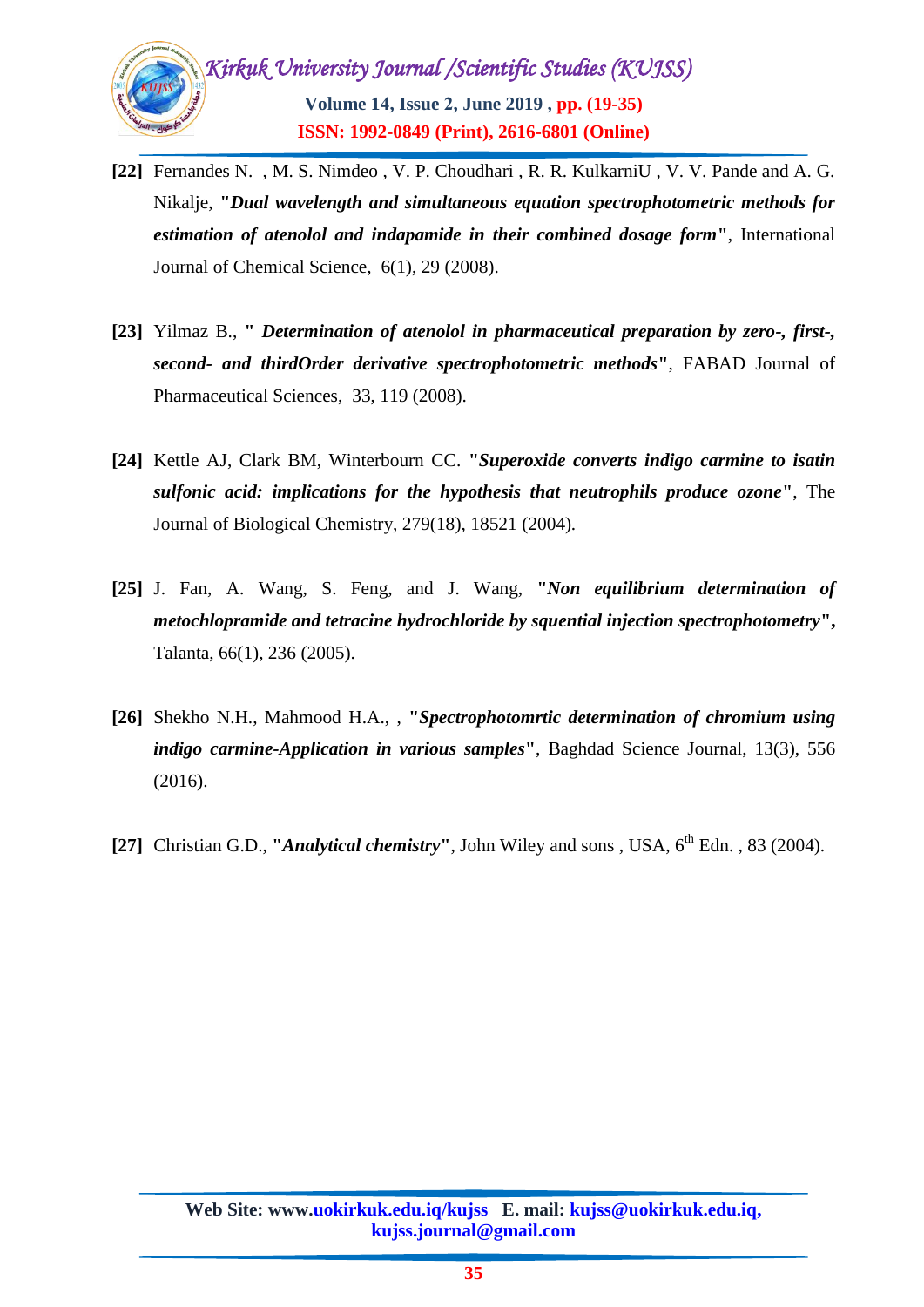**[22]** Fernandes N. , M. S. Nimdeo , V. P. Choudhari , R. R. KulkarniU , V. V. Pande and A. G. Nikalje, **"*Dual wavelength and simultaneous equation spectrophotometric methods for estimation of atenolol and indapamide in their combined dosage form*"**, International Journal of Chemical Science, 6(1), 29 (2008).

**[23]** Yilmaz B., **" *Determination of atenolol in pharmaceutical preparation by zero-, first-, second- and thirdOrder derivative spectrophotometric methods*"**, FABAD Journal of Pharmaceutical Sciences, 33, 119 (2008).

**[24]** Kettle AJ, Clark BM, Winterbourn CC. **"*Superoxide converts indigo carmine to isatin sulfonic acid: implications for the hypothesis that neutrophils produce ozone*"**, The Journal of Biological Chemistry, 279(18), 18521 (2004).

**[25]** J. Fan, A. Wang, S. Feng, and J. Wang, **"*Non equilibrium determination of metochlopramide and tetracine hydrochloride by squential injection spectrophotometry*",** Talanta, 66(1), 236 (2005).

**[26]** Shekho N.H., Mahmood H.A., , **"*Spectrophotomrtic determination of chromium using indigo carmine-Application in various samples*"**, Baghdad Science Journal, 13(3), 556 (2016).

**[27]** Christian G.D., **"*Analytical chemistry*"**, John Wiley and sons , USA, 6$^{th}$ Edn. , 83 (2004).